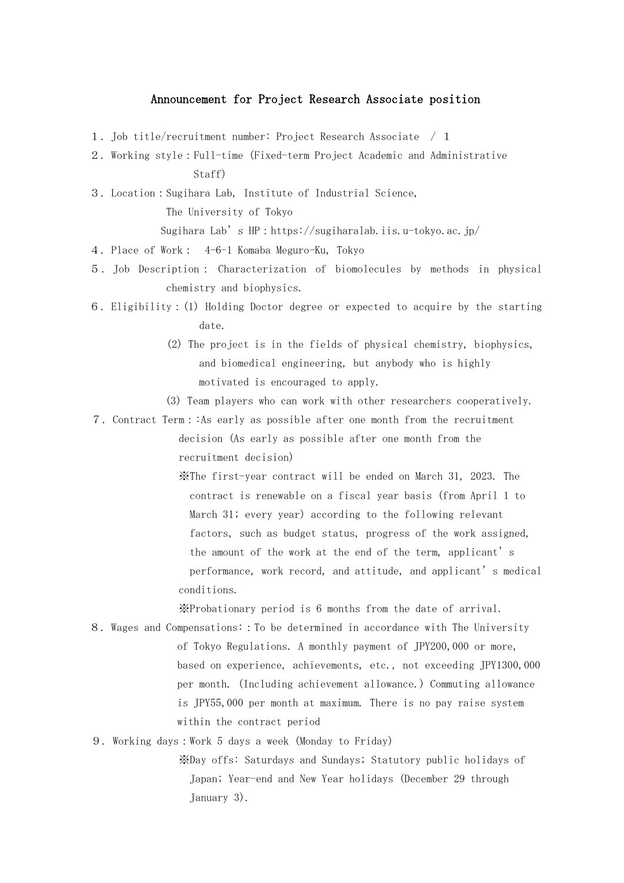# Announcement for Project Research Associate position

１．Job title/recruitment number: Project Research Associate / 1

２．Working style：Full-time (Fixed-term Project Academic and Administrative Staff)

３．Location：Sugihara Lab, Institute of Industrial Science, The University of Tokyo
Sugihara Lab's HP：https://sugiharalab.iis.u-tokyo.ac.jp/

４．Place of Work： 4-6-1 Komaba Meguro-Ku, Tokyo

５．Job Description： Characterization of biomolecules by methods in physical chemistry and biophysics.

６．Eligibility：(1) Holding Doctor degree or expected to acquire by the starting date.
(2) The project is in the fields of physical chemistry, biophysics, and biomedical engineering, but anybody who is highly motivated is encouraged to apply.
(3) Team players who can work with other researchers cooperatively.

７．Contract Term：:As early as possible after one month from the recruitment decision (As early as possible after one month from the recruitment decision)
※The first-year contract will be ended on March 31, 2023. The contract is renewable on a fiscal year basis (from April 1 to March 31; every year) according to the following relevant factors, such as budget status, progress of the work assigned, the amount of the work at the end of the term, applicant's performance, work record, and attitude, and applicant's medical conditions.
※Probationary period is 6 months from the date of arrival.

８．Wages and Compensations:：To be determined in accordance with The University of Tokyo Regulations. A monthly payment of JPY200,000 or more, based on experience, achievements, etc., not exceeding JPY1300,000 per month. (Including achievement allowance.) Commuting allowance is JPY55,000 per month at maximum. There is no pay raise system within the contract period

９．Working days：Work 5 days a week (Monday to Friday)
※Day offs: Saturdays and Sundays; Statutory public holidays of Japan; Year-end and New Year holidays (December 29 through January 3).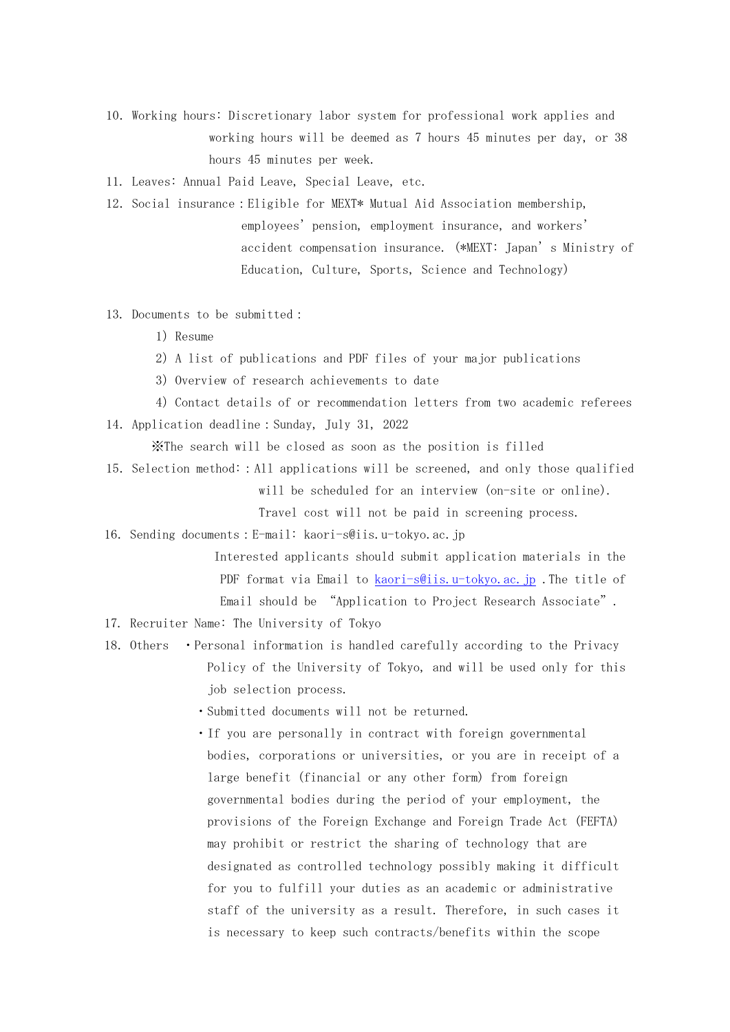10. Working hours: Discretionary labor system for professional work applies and working hours will be deemed as 7 hours 45 minutes per day, or 38 hours 45 minutes per week.
11. Leaves: Annual Paid Leave, Special Leave, etc.
12. Social insurance：Eligible for MEXT* Mutual Aid Association membership, employees' pension, employment insurance, and workers' accident compensation insurance. (*MEXT: Japan's Ministry of Education, Culture, Sports, Science and Technology)

13. Documents to be submitted：
    1) Resume
    2) A list of publications and PDF files of your major publications
    3) Overview of research achievements to date
    4) Contact details of or recommendation letters from two academic referees
14. Application deadline：Sunday, July 31, 2022
    ※The search will be closed as soon as the position is filled
15. Selection method:：All applications will be screened, and only those qualified will be scheduled for an interview (on-site or online). Travel cost will not be paid in screening process.
16. Sending documents：E-mail: kaori-s@iis.u-tokyo.ac.jp
    Interested applicants should submit application materials in the PDF format via Email to kaori-s@iis.u-tokyo.ac.jp .The title of Email should be "Application to Project Research Associate".
17. Recruiter Name: The University of Tokyo
18. Others
    - Personal information is handled carefully according to the Privacy Policy of the University of Tokyo, and will be used only for this job selection process.
    - Submitted documents will not be returned.
    - If you are personally in contract with foreign governmental bodies, corporations or universities, or you are in receipt of a large benefit (financial or any other form) from foreign governmental bodies during the period of your employment, the provisions of the Foreign Exchange and Foreign Trade Act (FEFTA) may prohibit or restrict the sharing of technology that are designated as controlled technology possibly making it difficult for you to fulfill your duties as an academic or administrative staff of the university as a result. Therefore, in such cases it is necessary to keep such contracts/benefits within the scope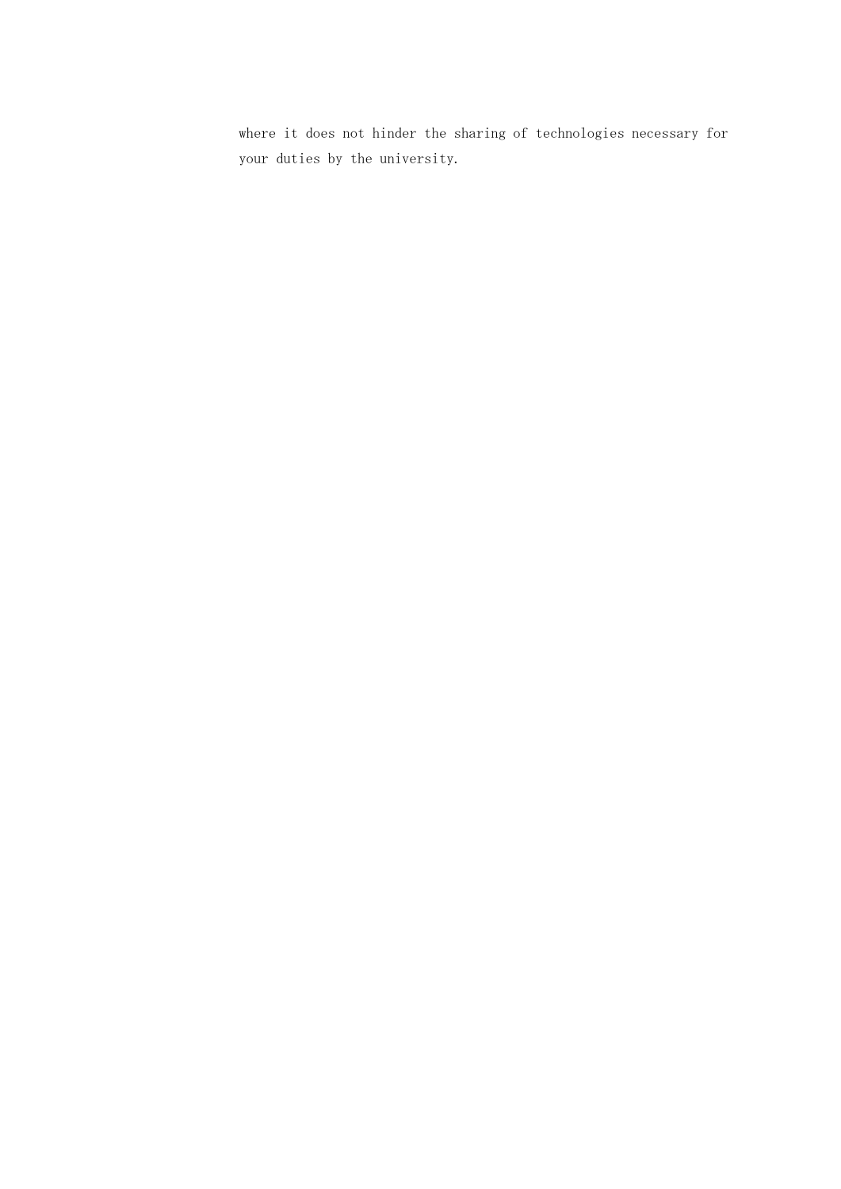where it does not hinder the sharing of technologies necessary for your duties by the university.